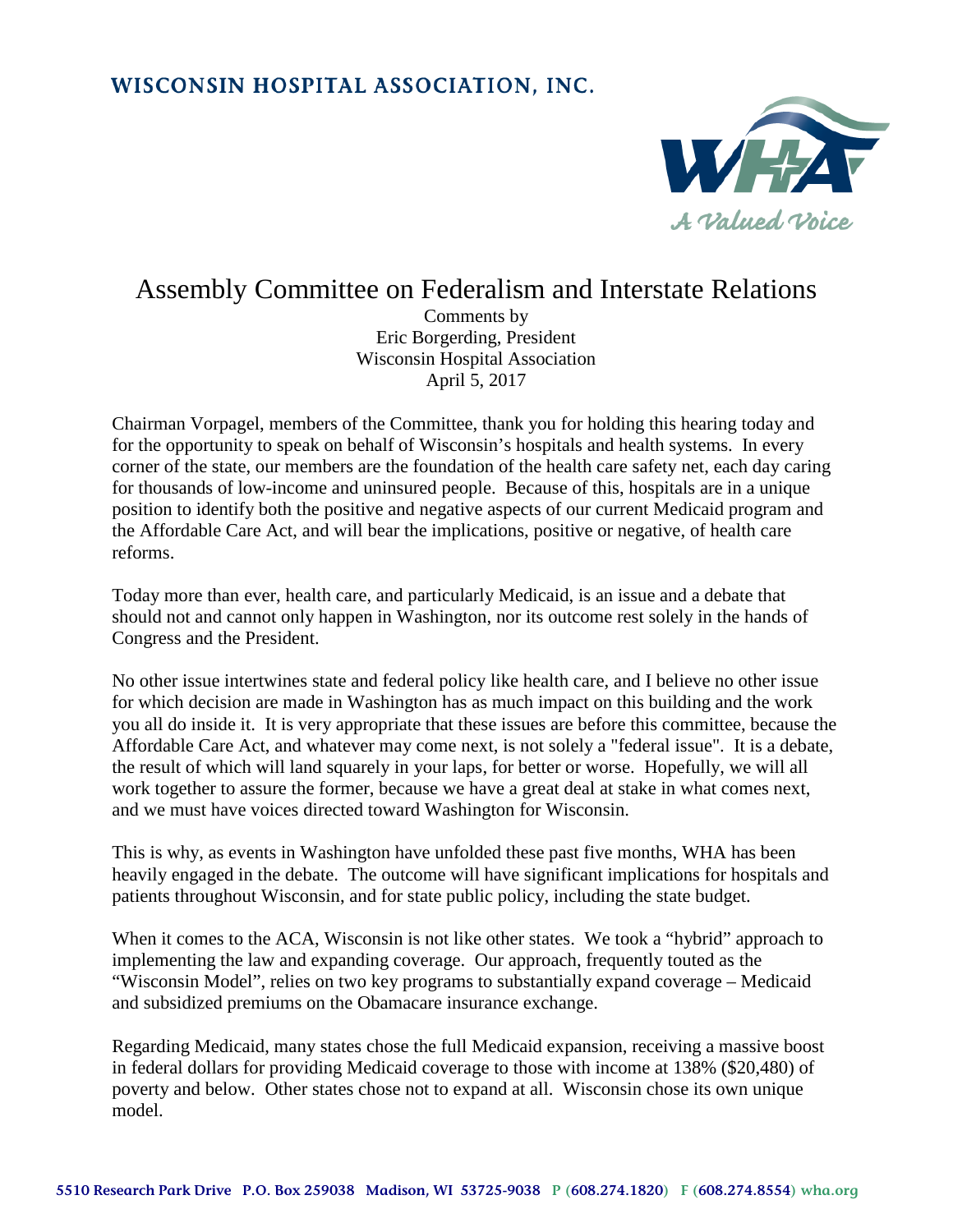# WISCONSIN HOSPITAL ASSOCIATION, INC.

*A Valued Voice*

## Assembly Committee on Federalism and Interstate Relations

Comments by
Eric Borgerding, President
Wisconsin Hospital Association
April 5, 2017

Chairman Vorpagel, members of the Committee, thank you for holding this hearing today and for the opportunity to speak on behalf of Wisconsin's hospitals and health systems. In every corner of the state, our members are the foundation of the health care safety net, each day caring for thousands of low-income and uninsured people. Because of this, hospitals are in a unique position to identify both the positive and negative aspects of our current Medicaid program and the Affordable Care Act, and will bear the implications, positive or negative, of health care reforms.

Today more than ever, health care, and particularly Medicaid, is an issue and a debate that should not and cannot only happen in Washington, nor its outcome rest solely in the hands of Congress and the President.

No other issue intertwines state and federal policy like health care, and I believe no other issue for which decision are made in Washington has as much impact on this building and the work you all do inside it. It is very appropriate that these issues are before this committee, because the Affordable Care Act, and whatever may come next, is not solely a "federal issue". It is a debate, the result of which will land squarely in your laps, for better or worse. Hopefully, we will all work together to assure the former, because we have a great deal at stake in what comes next, and we must have voices directed toward Washington for Wisconsin.

This is why, as events in Washington have unfolded these past five months, WHA has been heavily engaged in the debate. The outcome will have significant implications for hospitals and patients throughout Wisconsin, and for state public policy, including the state budget.

When it comes to the ACA, Wisconsin is not like other states. We took a "hybrid" approach to implementing the law and expanding coverage. Our approach, frequently touted as the "Wisconsin Model", relies on two key programs to substantially expand coverage – Medicaid and subsidized premiums on the Obamacare insurance exchange.

Regarding Medicaid, many states chose the full Medicaid expansion, receiving a massive boost in federal dollars for providing Medicaid coverage to those with income at 138% ($20,480) of poverty and below. Other states chose not to expand at all. Wisconsin chose its own unique model.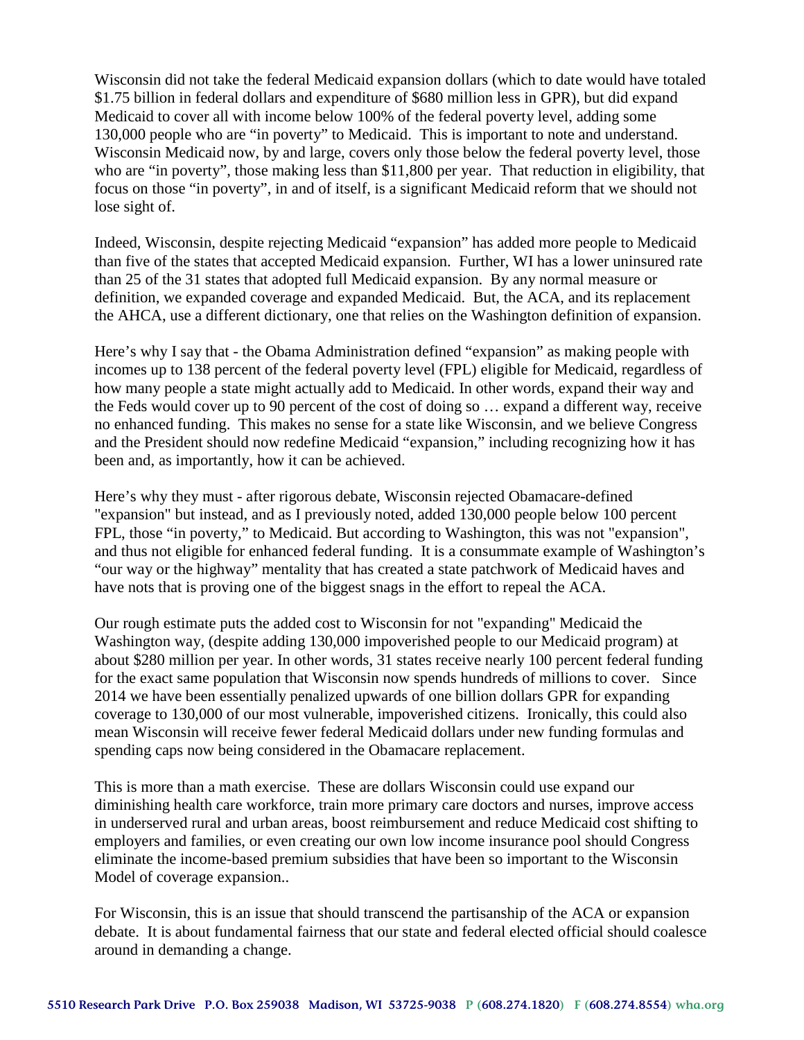Wisconsin did not take the federal Medicaid expansion dollars (which to date would have totaled $1.75 billion in federal dollars and expenditure of $680 million less in GPR), but did expand Medicaid to cover all with income below 100% of the federal poverty level, adding some 130,000 people who are "in poverty" to Medicaid. This is important to note and understand. Wisconsin Medicaid now, by and large, covers only those below the federal poverty level, those who are "in poverty", those making less than $11,800 per year. That reduction in eligibility, that focus on those "in poverty", in and of itself, is a significant Medicaid reform that we should not lose sight of.

Indeed, Wisconsin, despite rejecting Medicaid "expansion" has added more people to Medicaid than five of the states that accepted Medicaid expansion. Further, WI has a lower uninsured rate than 25 of the 31 states that adopted full Medicaid expansion. By any normal measure or definition, we expanded coverage and expanded Medicaid. But, the ACA, and its replacement the AHCA, use a different dictionary, one that relies on the Washington definition of expansion.

Here's why I say that - the Obama Administration defined "expansion" as making people with incomes up to 138 percent of the federal poverty level (FPL) eligible for Medicaid, regardless of how many people a state might actually add to Medicaid. In other words, expand their way and the Feds would cover up to 90 percent of the cost of doing so … expand a different way, receive no enhanced funding. This makes no sense for a state like Wisconsin, and we believe Congress and the President should now redefine Medicaid "expansion," including recognizing how it has been and, as importantly, how it can be achieved.

Here's why they must - after rigorous debate, Wisconsin rejected Obamacare-defined "expansion" but instead, and as I previously noted, added 130,000 people below 100 percent FPL, those "in poverty," to Medicaid. But according to Washington, this was not "expansion", and thus not eligible for enhanced federal funding. It is a consummate example of Washington's "our way or the highway" mentality that has created a state patchwork of Medicaid haves and have nots that is proving one of the biggest snags in the effort to repeal the ACA.

Our rough estimate puts the added cost to Wisconsin for not "expanding" Medicaid the Washington way, (despite adding 130,000 impoverished people to our Medicaid program) at about $280 million per year. In other words, 31 states receive nearly 100 percent federal funding for the exact same population that Wisconsin now spends hundreds of millions to cover. Since 2014 we have been essentially penalized upwards of one billion dollars GPR for expanding coverage to 130,000 of our most vulnerable, impoverished citizens. Ironically, this could also mean Wisconsin will receive fewer federal Medicaid dollars under new funding formulas and spending caps now being considered in the Obamacare replacement.

This is more than a math exercise. These are dollars Wisconsin could use expand our diminishing health care workforce, train more primary care doctors and nurses, improve access in underserved rural and urban areas, boost reimbursement and reduce Medicaid cost shifting to employers and families, or even creating our own low income insurance pool should Congress eliminate the income-based premium subsidies that have been so important to the Wisconsin Model of coverage expansion..

For Wisconsin, this is an issue that should transcend the partisanship of the ACA or expansion debate. It is about fundamental fairness that our state and federal elected official should coalesce around in demanding a change.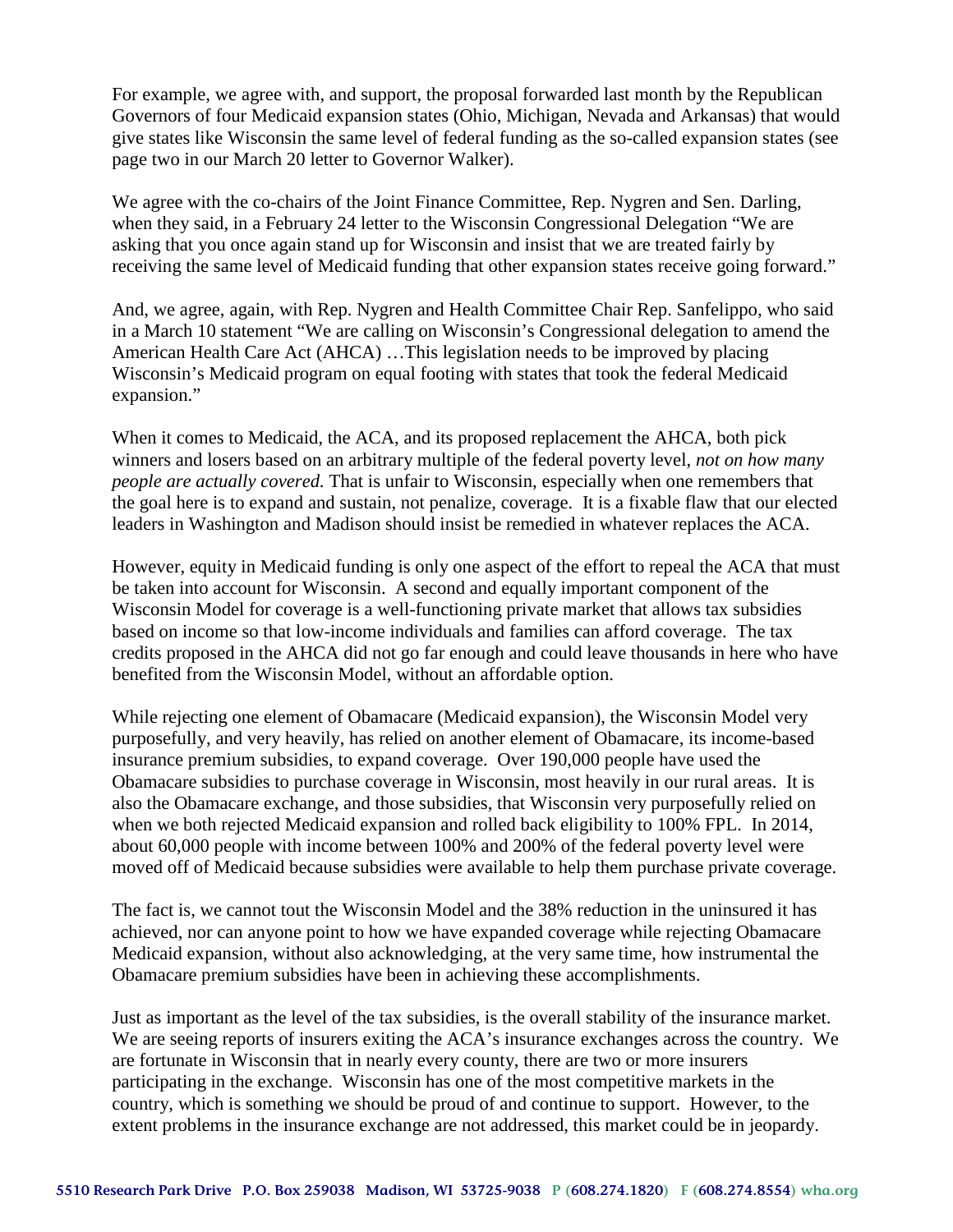For example, we agree with, and support, the proposal forwarded last month by the Republican Governors of four Medicaid expansion states (Ohio, Michigan, Nevada and Arkansas) that would give states like Wisconsin the same level of federal funding as the so-called expansion states (see page two in our March 20 letter to Governor Walker).

We agree with the co-chairs of the Joint Finance Committee, Rep. Nygren and Sen. Darling, when they said, in a February 24 letter to the Wisconsin Congressional Delegation "We are asking that you once again stand up for Wisconsin and insist that we are treated fairly by receiving the same level of Medicaid funding that other expansion states receive going forward."

And, we agree, again, with Rep. Nygren and Health Committee Chair Rep. Sanfelippo, who said in a March 10 statement "We are calling on Wisconsin's Congressional delegation to amend the American Health Care Act (AHCA) …This legislation needs to be improved by placing Wisconsin's Medicaid program on equal footing with states that took the federal Medicaid expansion."

When it comes to Medicaid, the ACA, and its proposed replacement the AHCA, both pick winners and losers based on an arbitrary multiple of the federal poverty level, *not on how many people are actually covered.* That is unfair to Wisconsin, especially when one remembers that the goal here is to expand and sustain, not penalize, coverage. It is a fixable flaw that our elected leaders in Washington and Madison should insist be remedied in whatever replaces the ACA.

However, equity in Medicaid funding is only one aspect of the effort to repeal the ACA that must be taken into account for Wisconsin. A second and equally important component of the Wisconsin Model for coverage is a well-functioning private market that allows tax subsidies based on income so that low-income individuals and families can afford coverage. The tax credits proposed in the AHCA did not go far enough and could leave thousands in here who have benefited from the Wisconsin Model, without an affordable option.

While rejecting one element of Obamacare (Medicaid expansion), the Wisconsin Model very purposefully, and very heavily, has relied on another element of Obamacare, its income-based insurance premium subsidies, to expand coverage. Over 190,000 people have used the Obamacare subsidies to purchase coverage in Wisconsin, most heavily in our rural areas. It is also the Obamacare exchange, and those subsidies, that Wisconsin very purposefully relied on when we both rejected Medicaid expansion and rolled back eligibility to 100% FPL. In 2014, about 60,000 people with income between 100% and 200% of the federal poverty level were moved off of Medicaid because subsidies were available to help them purchase private coverage.

The fact is, we cannot tout the Wisconsin Model and the 38% reduction in the uninsured it has achieved, nor can anyone point to how we have expanded coverage while rejecting Obamacare Medicaid expansion, without also acknowledging, at the very same time, how instrumental the Obamacare premium subsidies have been in achieving these accomplishments.

Just as important as the level of the tax subsidies, is the overall stability of the insurance market. We are seeing reports of insurers exiting the ACA's insurance exchanges across the country. We are fortunate in Wisconsin that in nearly every county, there are two or more insurers participating in the exchange. Wisconsin has one of the most competitive markets in the country, which is something we should be proud of and continue to support. However, to the extent problems in the insurance exchange are not addressed, this market could be in jeopardy.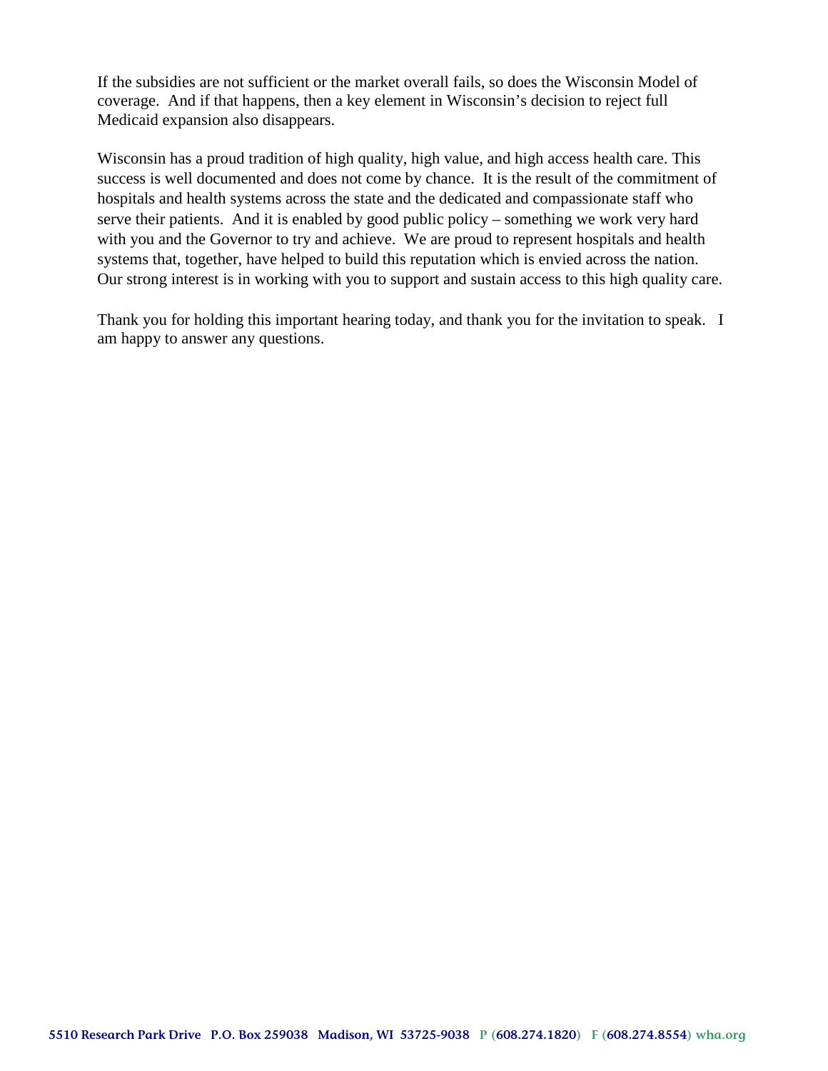If the subsidies are not sufficient or the market overall fails, so does the Wisconsin Model of coverage. And if that happens, then a key element in Wisconsin's decision to reject full Medicaid expansion also disappears.

Wisconsin has a proud tradition of high quality, high value, and high access health care. This success is well documented and does not come by chance. It is the result of the commitment of hospitals and health systems across the state and the dedicated and compassionate staff who serve their patients. And it is enabled by good public policy – something we work very hard with you and the Governor to try and achieve. We are proud to represent hospitals and health systems that, together, have helped to build this reputation which is envied across the nation. Our strong interest is in working with you to support and sustain access to this high quality care.

Thank you for holding this important hearing today, and thank you for the invitation to speak. I am happy to answer any questions.